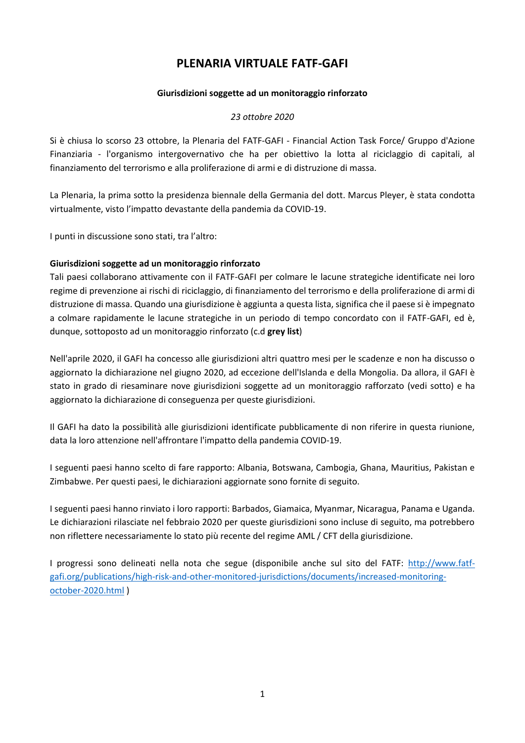# PLENARIA VIRTUALE FATF-GAFI

**Giurisdizioni soggette ad un monitoraggio rinforzato**

*23 ottobre 2020*

Si è chiusa lo scorso 23 ottobre, la Plenaria del FATF-GAFI - Financial Action Task Force/ Gruppo d'Azione Finanziaria - l'organismo intergovernativo che ha per obiettivo la lotta al riciclaggio di capitali, al finanziamento del terrorismo e alla proliferazione di armi e di distruzione di massa.

La Plenaria, la prima sotto la presidenza biennale della Germania del dott. Marcus Pleyer, è stata condotta virtualmente, visto l'impatto devastante della pandemia da COVID-19.

I punti in discussione sono stati, tra l'altro:

**Giurisdizioni soggette ad un monitoraggio rinforzato**
Tali paesi collaborano attivamente con il FATF-GAFI per colmare le lacune strategiche identificate nei loro regime di prevenzione ai rischi di riciclaggio, di finanziamento del terrorismo e della proliferazione di armi di distruzione di massa. Quando una giurisdizione è aggiunta a questa lista, significa che il paese si è impegnato a colmare rapidamente le lacune strategiche in un periodo di tempo concordato con il FATF-GAFI, ed è, dunque, sottoposto ad un monitoraggio rinforzato (c.d **grey list**)

Nell'aprile 2020, il GAFI ha concesso alle giurisdizioni altri quattro mesi per le scadenze e non ha discusso o aggiornato la dichiarazione nel giugno 2020, ad eccezione dell'Islanda e della Mongolia. Da allora, il GAFI è stato in grado di riesaminare nove giurisdizioni soggette ad un monitoraggio rafforzato (vedi sotto) e ha aggiornato la dichiarazione di conseguenza per queste giurisdizioni.

Il GAFI ha dato la possibilità alle giurisdizioni identificate pubblicamente di non riferire in questa riunione, data la loro attenzione nell'affrontare l'impatto della pandemia COVID-19.

I seguenti paesi hanno scelto di fare rapporto: Albania, Botswana, Cambogia, Ghana, Mauritius, Pakistan e Zimbabwe. Per questi paesi, le dichiarazioni aggiornate sono fornite di seguito.

I seguenti paesi hanno rinviato i loro rapporti: Barbados, Giamaica, Myanmar, Nicaragua, Panama e Uganda. Le dichiarazioni rilasciate nel febbraio 2020 per queste giurisdizioni sono incluse di seguito, ma potrebbero non riflettere necessariamente lo stato più recente del regime AML / CFT della giurisdizione.

I progressi sono delineati nella nota che segue (disponibile anche sul sito del FATF: [http://www.fatf-gafi.org/publications/high-risk-and-other-monitored-jurisdictions/documents/increased-monitoring-october-2020.html](http://www.fatf-gafi.org/publications/high-risk-and-other-monitored-jurisdictions/documents/increased-monitoring-october-2020.html) )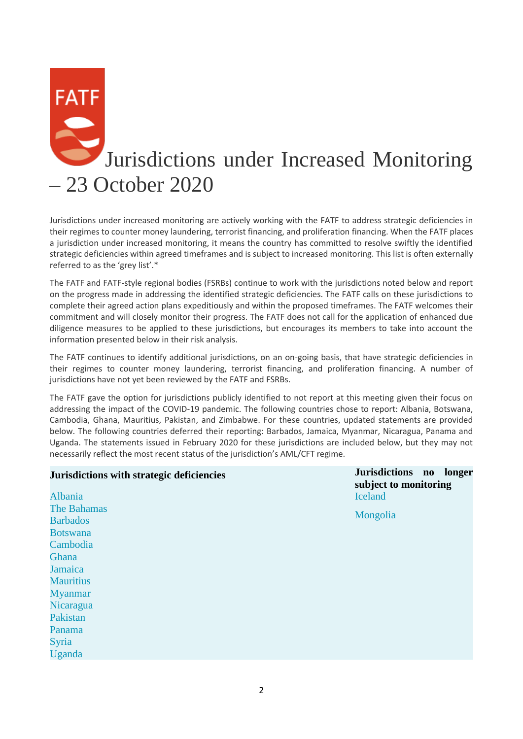# Jurisdictions under Increased Monitoring – 23 October 2020

Jurisdictions under increased monitoring are actively working with the FATF to address strategic deficiencies in their regimes to counter money laundering, terrorist financing, and proliferation financing. When the FATF places a jurisdiction under increased monitoring, it means the country has committed to resolve swiftly the identified strategic deficiencies within agreed timeframes and is subject to increased monitoring. This list is often externally referred to as the 'grey list'.*

The FATF and FATF-style regional bodies (FSRBs) continue to work with the jurisdictions noted below and report on the progress made in addressing the identified strategic deficiencies. The FATF calls on these jurisdictions to complete their agreed action plans expeditiously and within the proposed timeframes. The FATF welcomes their commitment and will closely monitor their progress. The FATF does not call for the application of enhanced due diligence measures to be applied to these jurisdictions, but encourages its members to take into account the information presented below in their risk analysis.

The FATF continues to identify additional jurisdictions, on an on-going basis, that have strategic deficiencies in their regimes to counter money laundering, terrorist financing, and proliferation financing. A number of jurisdictions have not yet been reviewed by the FATF and FSRBs.

The FATF gave the option for jurisdictions publicly identified to not report at this meeting given their focus on addressing the impact of the COVID-19 pandemic. The following countries chose to report: Albania, Botswana, Cambodia, Ghana, Mauritius, Pakistan, and Zimbabwe. For these countries, updated statements are provided below. The following countries deferred their reporting: Barbados, Jamaica, Myanmar, Nicaragua, Panama and Uganda. The statements issued in February 2020 for these jurisdictions are included below, but they may not necessarily reflect the most recent status of the jurisdiction's AML/CFT regime.

| Jurisdictions with strategic deficiencies | Jurisdictions no longer subject to monitoring |
|---|---|
| Albania | Iceland |
| The Bahamas | Mongolia |
| Barbados | |
| Botswana | |
| Cambodia | |
| Ghana | |
| Jamaica | |
| Mauritius | |
| Myanmar | |
| Nicaragua | |
| Pakistan | |
| Panama | |
| Syria | |
| Uganda | |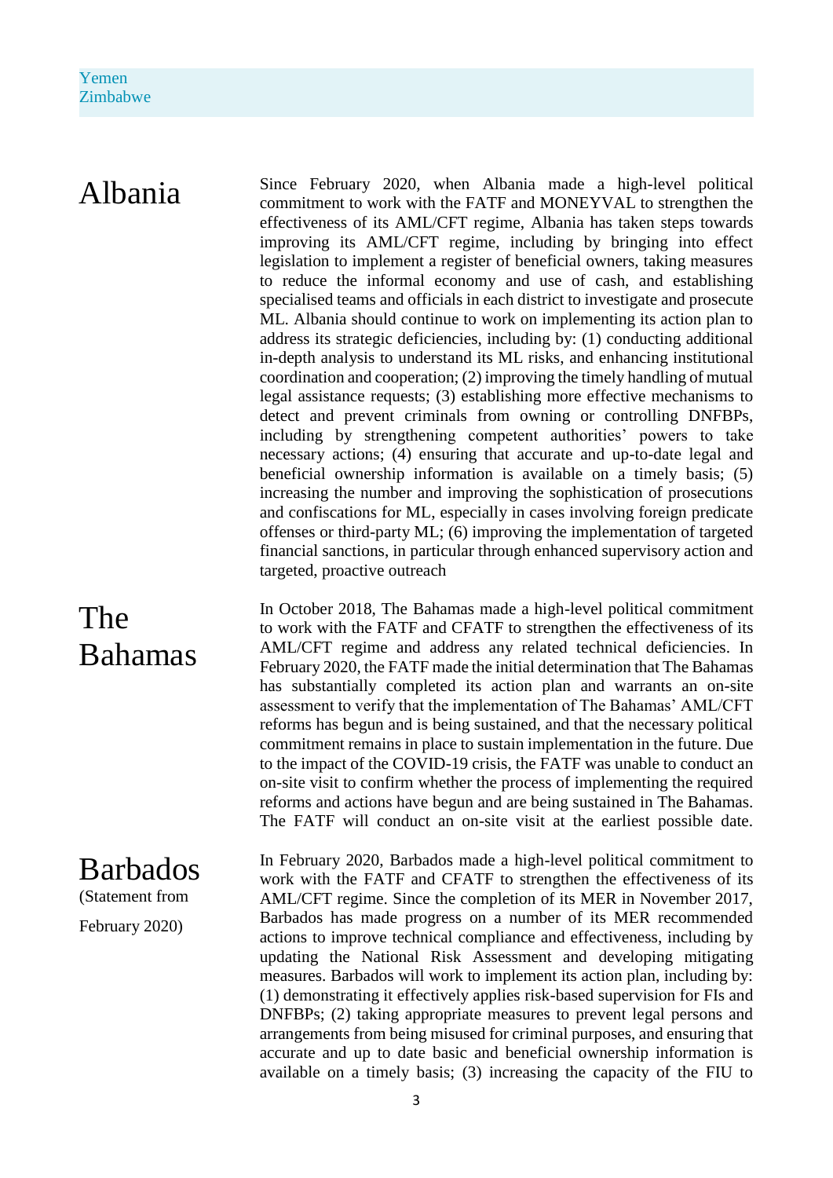Yemen
Zimbabwe

## Albania

Since February 2020, when Albania made a high-level political commitment to work with the FATF and MONEYVAL to strengthen the effectiveness of its AML/CFT regime, Albania has taken steps towards improving its AML/CFT regime, including by bringing into effect legislation to implement a register of beneficial owners, taking measures to reduce the informal economy and use of cash, and establishing specialised teams and officials in each district to investigate and prosecute ML. Albania should continue to work on implementing its action plan to address its strategic deficiencies, including by: (1) conducting additional in-depth analysis to understand its ML risks, and enhancing institutional coordination and cooperation; (2) improving the timely handling of mutual legal assistance requests; (3) establishing more effective mechanisms to detect and prevent criminals from owning or controlling DNFBPs, including by strengthening competent authorities' powers to take necessary actions; (4) ensuring that accurate and up-to-date legal and beneficial ownership information is available on a timely basis; (5) increasing the number and improving the sophistication of prosecutions and confiscations for ML, especially in cases involving foreign predicate offenses or third-party ML; (6) improving the implementation of targeted financial sanctions, in particular through enhanced supervisory action and targeted, proactive outreach

## The Bahamas

In October 2018, The Bahamas made a high-level political commitment to work with the FATF and CFATF to strengthen the effectiveness of its AML/CFT regime and address any related technical deficiencies. In February 2020, the FATF made the initial determination that The Bahamas has substantially completed its action plan and warrants an on-site assessment to verify that the implementation of The Bahamas' AML/CFT reforms has begun and is being sustained, and that the necessary political commitment remains in place to sustain implementation in the future. Due to the impact of the COVID-19 crisis, the FATF was unable to conduct an on-site visit to confirm whether the process of implementing the required reforms and actions have begun and are being sustained in The Bahamas. The FATF will conduct an on-site visit at the earliest possible date.

## Barbados

(Statement from February 2020)

In February 2020, Barbados made a high-level political commitment to work with the FATF and CFATF to strengthen the effectiveness of its AML/CFT regime. Since the completion of its MER in November 2017, Barbados has made progress on a number of its MER recommended actions to improve technical compliance and effectiveness, including by updating the National Risk Assessment and developing mitigating measures. Barbados will work to implement its action plan, including by: (1) demonstrating it effectively applies risk-based supervision for FIs and DNFBPs; (2) taking appropriate measures to prevent legal persons and arrangements from being misused for criminal purposes, and ensuring that accurate and up to date basic and beneficial ownership information is available on a timely basis; (3) increasing the capacity of the FIU to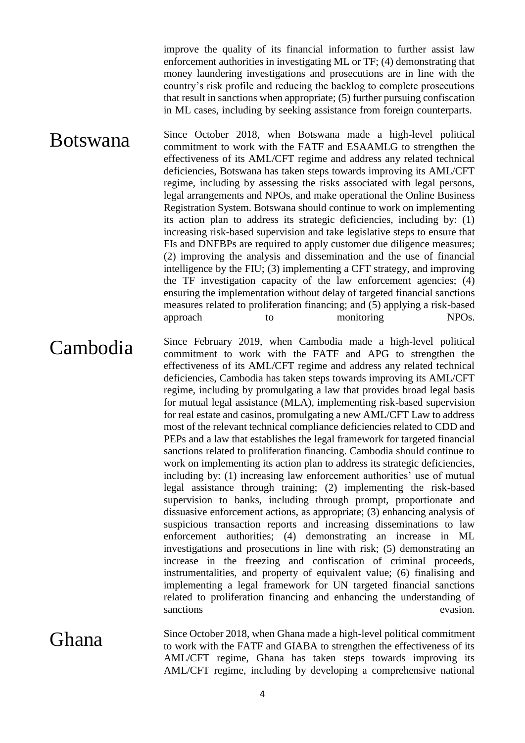improve the quality of its financial information to further assist law enforcement authorities in investigating ML or TF; (4) demonstrating that money laundering investigations and prosecutions are in line with the country's risk profile and reducing the backlog to complete prosecutions that result in sanctions when appropriate; (5) further pursuing confiscation in ML cases, including by seeking assistance from foreign counterparts.

## Botswana

Since October 2018, when Botswana made a high-level political commitment to work with the FATF and ESAAMLG to strengthen the effectiveness of its AML/CFT regime and address any related technical deficiencies, Botswana has taken steps towards improving its AML/CFT regime, including by assessing the risks associated with legal persons, legal arrangements and NPOs, and make operational the Online Business Registration System. Botswana should continue to work on implementing its action plan to address its strategic deficiencies, including by: (1) increasing risk-based supervision and take legislative steps to ensure that FIs and DNFBPs are required to apply customer due diligence measures; (2) improving the analysis and dissemination and the use of financial intelligence by the FIU; (3) implementing a CFT strategy, and improving the TF investigation capacity of the law enforcement agencies; (4) ensuring the implementation without delay of targeted financial sanctions measures related to proliferation financing; and (5) applying a risk-based approach to monitoring NPOs.

## Cambodia

Since February 2019, when Cambodia made a high-level political commitment to work with the FATF and APG to strengthen the effectiveness of its AML/CFT regime and address any related technical deficiencies, Cambodia has taken steps towards improving its AML/CFT regime, including by promulgating a law that provides broad legal basis for mutual legal assistance (MLA), implementing risk-based supervision for real estate and casinos, promulgating a new AML/CFT Law to address most of the relevant technical compliance deficiencies related to CDD and PEPs and a law that establishes the legal framework for targeted financial sanctions related to proliferation financing. Cambodia should continue to work on implementing its action plan to address its strategic deficiencies, including by: (1) increasing law enforcement authorities' use of mutual legal assistance through training; (2) implementing the risk-based supervision to banks, including through prompt, proportionate and dissuasive enforcement actions, as appropriate; (3) enhancing analysis of suspicious transaction reports and increasing disseminations to law enforcement authorities; (4) demonstrating an increase in ML investigations and prosecutions in line with risk; (5) demonstrating an increase in the freezing and confiscation of criminal proceeds, instrumentalities, and property of equivalent value; (6) finalising and implementing a legal framework for UN targeted financial sanctions related to proliferation financing and enhancing the understanding of sanctions evasion.

## Ghana

Since October 2018, when Ghana made a high-level political commitment to work with the FATF and GIABA to strengthen the effectiveness of its AML/CFT regime, Ghana has taken steps towards improving its AML/CFT regime, including by developing a comprehensive national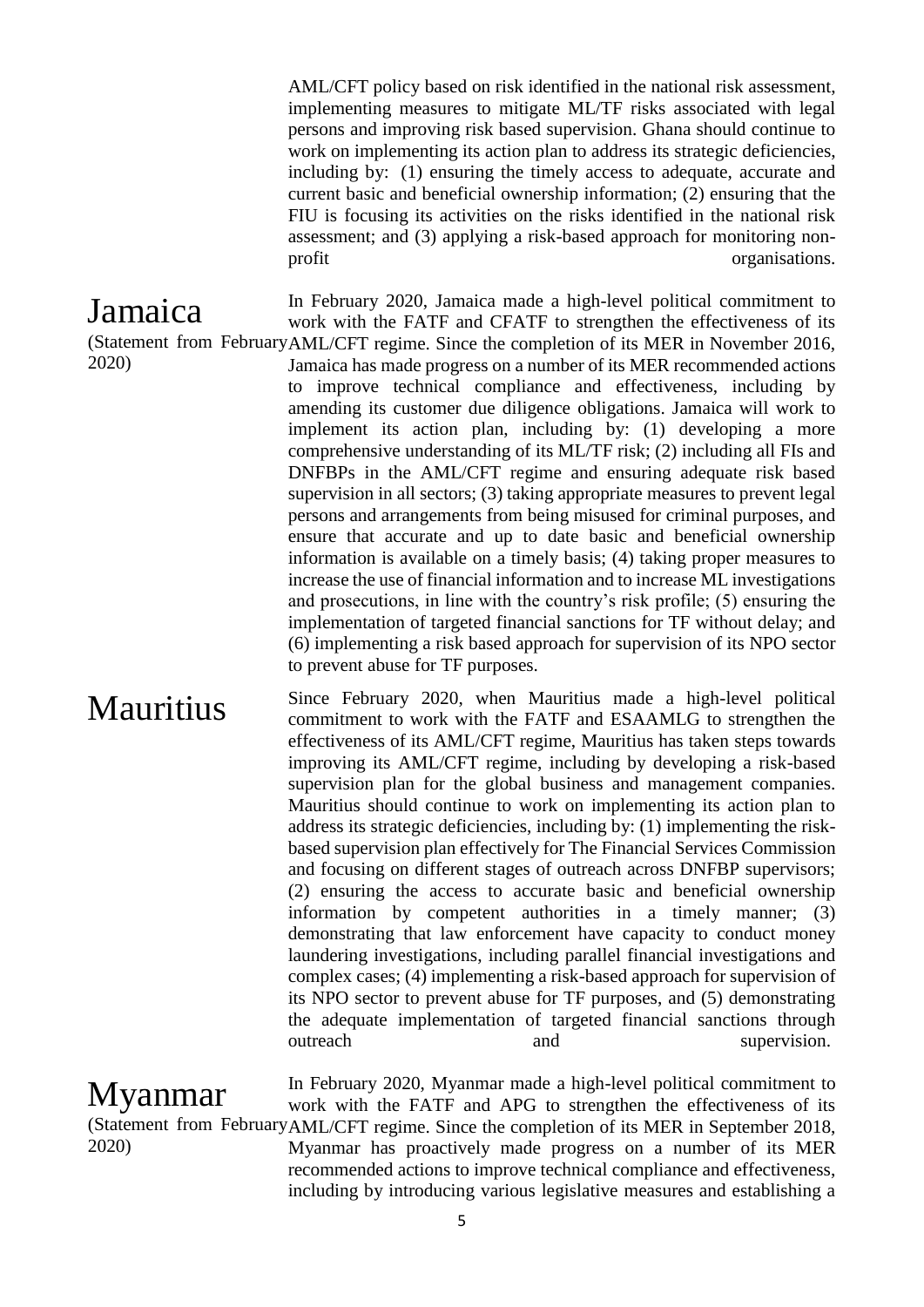AML/CFT policy based on risk identified in the national risk assessment, implementing measures to mitigate ML/TF risks associated with legal persons and improving risk based supervision. Ghana should continue to work on implementing its action plan to address its strategic deficiencies, including by: (1) ensuring the timely access to adequate, accurate and current basic and beneficial ownership information; (2) ensuring that the FIU is focusing its activities on the risks identified in the national risk assessment; and (3) applying a risk-based approach for monitoring non-profit organisations.

## Jamaica

(Statement from February 2020)

In February 2020, Jamaica made a high-level political commitment to work with the FATF and CFATF to strengthen the effectiveness of its AML/CFT regime. Since the completion of its MER in November 2016, Jamaica has made progress on a number of its MER recommended actions to improve technical compliance and effectiveness, including by amending its customer due diligence obligations. Jamaica will work to implement its action plan, including by: (1) developing a more comprehensive understanding of its ML/TF risk; (2) including all FIs and DNFBPs in the AML/CFT regime and ensuring adequate risk based supervision in all sectors; (3) taking appropriate measures to prevent legal persons and arrangements from being misused for criminal purposes, and ensure that accurate and up to date basic and beneficial ownership information is available on a timely basis; (4) taking proper measures to increase the use of financial information and to increase ML investigations and prosecutions, in line with the country's risk profile; (5) ensuring the implementation of targeted financial sanctions for TF without delay; and (6) implementing a risk based approach for supervision of its NPO sector to prevent abuse for TF purposes.

## Mauritius

Since February 2020, when Mauritius made a high-level political commitment to work with the FATF and ESAAMLG to strengthen the effectiveness of its AML/CFT regime, Mauritius has taken steps towards improving its AML/CFT regime, including by developing a risk-based supervision plan for the global business and management companies. Mauritius should continue to work on implementing its action plan to address its strategic deficiencies, including by: (1) implementing the risk-based supervision plan effectively for The Financial Services Commission and focusing on different stages of outreach across DNFBP supervisors; (2) ensuring the access to accurate basic and beneficial ownership information by competent authorities in a timely manner; (3) demonstrating that law enforcement have capacity to conduct money laundering investigations, including parallel financial investigations and complex cases; (4) implementing a risk-based approach for supervision of its NPO sector to prevent abuse for TF purposes, and (5) demonstrating the adequate implementation of targeted financial sanctions through outreach and supervision.

## Myanmar

(Statement from February 2020)

In February 2020, Myanmar made a high-level political commitment to work with the FATF and APG to strengthen the effectiveness of its AML/CFT regime. Since the completion of its MER in September 2018, Myanmar has proactively made progress on a number of its MER recommended actions to improve technical compliance and effectiveness, including by introducing various legislative measures and establishing a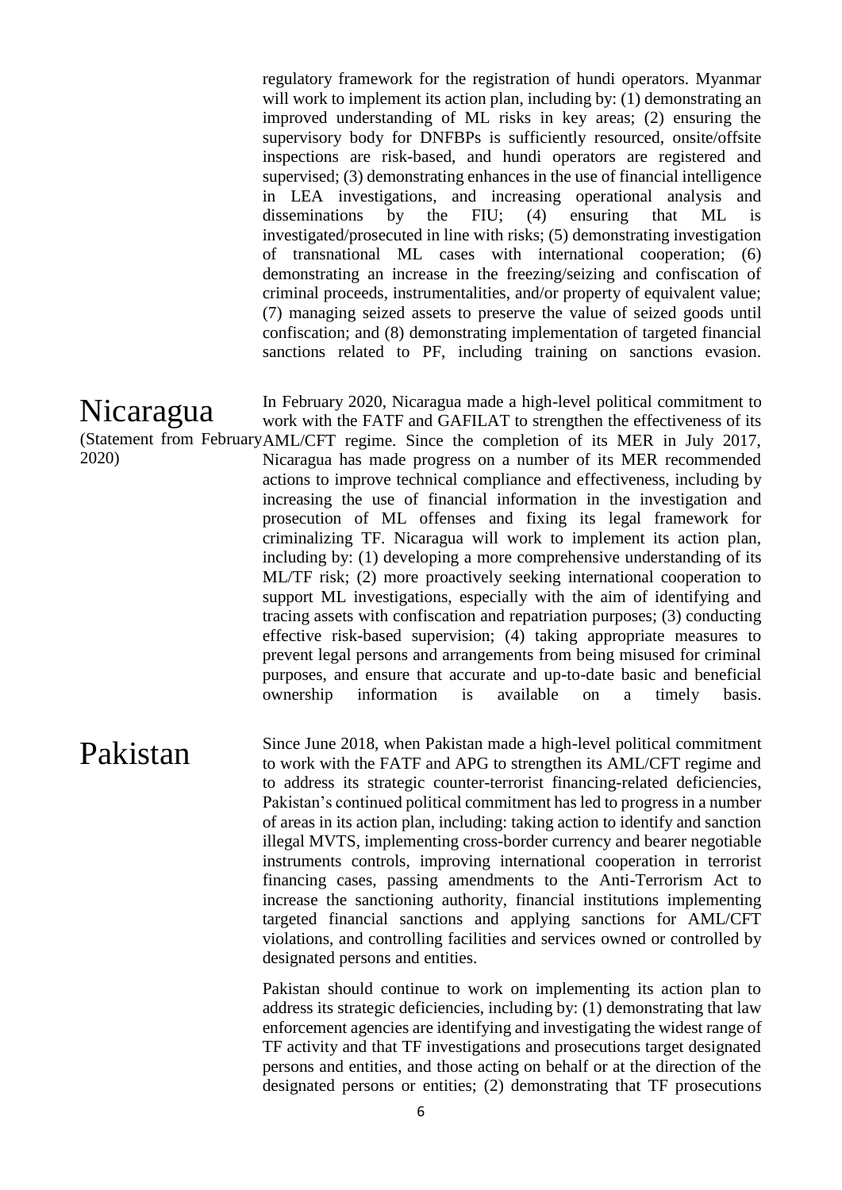regulatory framework for the registration of hundi operators. Myanmar will work to implement its action plan, including by: (1) demonstrating an improved understanding of ML risks in key areas; (2) ensuring the supervisory body for DNFBPs is sufficiently resourced, onsite/offsite inspections are risk-based, and hundi operators are registered and supervised; (3) demonstrating enhances in the use of financial intelligence in LEA investigations, and increasing operational analysis and disseminations by the FIU; (4) ensuring that ML is investigated/prosecuted in line with risks; (5) demonstrating investigation of transnational ML cases with international cooperation; (6) demonstrating an increase in the freezing/seizing and confiscation of criminal proceeds, instrumentalities, and/or property of equivalent value; (7) managing seized assets to preserve the value of seized goods until confiscation; and (8) demonstrating implementation of targeted financial sanctions related to PF, including training on sanctions evasion.

## Nicaragua

(Statement from February 2020)

In February 2020, Nicaragua made a high-level political commitment to work with the FATF and GAFILAT to strengthen the effectiveness of its AML/CFT regime. Since the completion of its MER in July 2017, Nicaragua has made progress on a number of its MER recommended actions to improve technical compliance and effectiveness, including by increasing the use of financial information in the investigation and prosecution of ML offenses and fixing its legal framework for criminalizing TF. Nicaragua will work to implement its action plan, including by: (1) developing a more comprehensive understanding of its ML/TF risk; (2) more proactively seeking international cooperation to support ML investigations, especially with the aim of identifying and tracing assets with confiscation and repatriation purposes; (3) conducting effective risk-based supervision; (4) taking appropriate measures to prevent legal persons and arrangements from being misused for criminal purposes, and ensure that accurate and up-to-date basic and beneficial ownership information is available on a timely basis.

## Pakistan

Since June 2018, when Pakistan made a high-level political commitment to work with the FATF and APG to strengthen its AML/CFT regime and to address its strategic counter-terrorist financing-related deficiencies, Pakistan's continued political commitment has led to progress in a number of areas in its action plan, including: taking action to identify and sanction illegal MVTS, implementing cross-border currency and bearer negotiable instruments controls, improving international cooperation in terrorist financing cases, passing amendments to the Anti-Terrorism Act to increase the sanctioning authority, financial institutions implementing targeted financial sanctions and applying sanctions for AML/CFT violations, and controlling facilities and services owned or controlled by designated persons and entities.

Pakistan should continue to work on implementing its action plan to address its strategic deficiencies, including by: (1) demonstrating that law enforcement agencies are identifying and investigating the widest range of TF activity and that TF investigations and prosecutions target designated persons and entities, and those acting on behalf or at the direction of the designated persons or entities; (2) demonstrating that TF prosecutions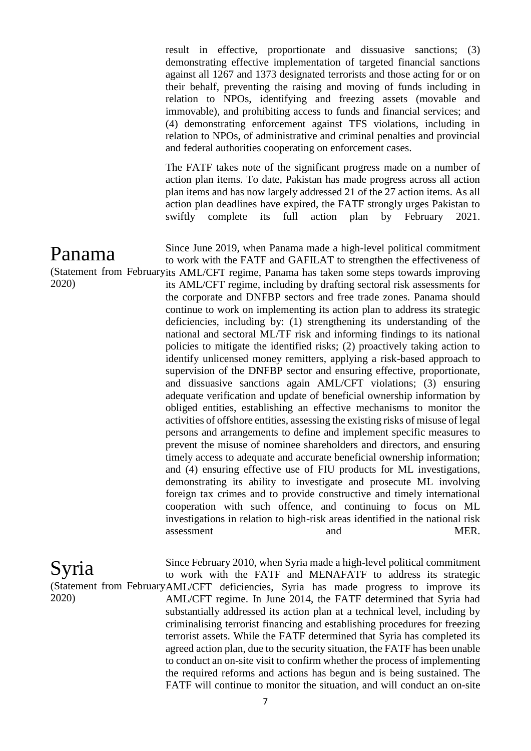result in effective, proportionate and dissuasive sanctions; (3) demonstrating effective implementation of targeted financial sanctions against all 1267 and 1373 designated terrorists and those acting for or on their behalf, preventing the raising and moving of funds including in relation to NPOs, identifying and freezing assets (movable and immovable), and prohibiting access to funds and financial services; and (4) demonstrating enforcement against TFS violations, including in relation to NPOs, of administrative and criminal penalties and provincial and federal authorities cooperating on enforcement cases.

The FATF takes note of the significant progress made on a number of action plan items. To date, Pakistan has made progress across all action plan items and has now largely addressed 21 of the 27 action items. As all action plan deadlines have expired, the FATF strongly urges Pakistan to swiftly complete its full action plan by February 2021.

## Panama

(Statement from February 2020)

Since June 2019, when Panama made a high-level political commitment to work with the FATF and GAFILAT to strengthen the effectiveness of its AML/CFT regime, Panama has taken some steps towards improving its AML/CFT regime, including by drafting sectoral risk assessments for the corporate and DNFBP sectors and free trade zones. Panama should continue to work on implementing its action plan to address its strategic deficiencies, including by: (1) strengthening its understanding of the national and sectoral ML/TF risk and informing findings to its national policies to mitigate the identified risks; (2) proactively taking action to identify unlicensed money remitters, applying a risk-based approach to supervision of the DNFBP sector and ensuring effective, proportionate, and dissuasive sanctions again AML/CFT violations; (3) ensuring adequate verification and update of beneficial ownership information by obliged entities, establishing an effective mechanisms to monitor the activities of offshore entities, assessing the existing risks of misuse of legal persons and arrangements to define and implement specific measures to prevent the misuse of nominee shareholders and directors, and ensuring timely access to adequate and accurate beneficial ownership information; and (4) ensuring effective use of FIU products for ML investigations, demonstrating its ability to investigate and prosecute ML involving foreign tax crimes and to provide constructive and timely international cooperation with such offence, and continuing to focus on ML investigations in relation to high-risk areas identified in the national risk assessment and MER.

## Syria

(Statement from February 2020)

Since February 2010, when Syria made a high-level political commitment to work with the FATF and MENAFATF to address its strategic AML/CFT deficiencies, Syria has made progress to improve its AML/CFT regime. In June 2014, the FATF determined that Syria had substantially addressed its action plan at a technical level, including by criminalising terrorist financing and establishing procedures for freezing terrorist assets. While the FATF determined that Syria has completed its agreed action plan, due to the security situation, the FATF has been unable to conduct an on-site visit to confirm whether the process of implementing the required reforms and actions has begun and is being sustained. The FATF will continue to monitor the situation, and will conduct an on-site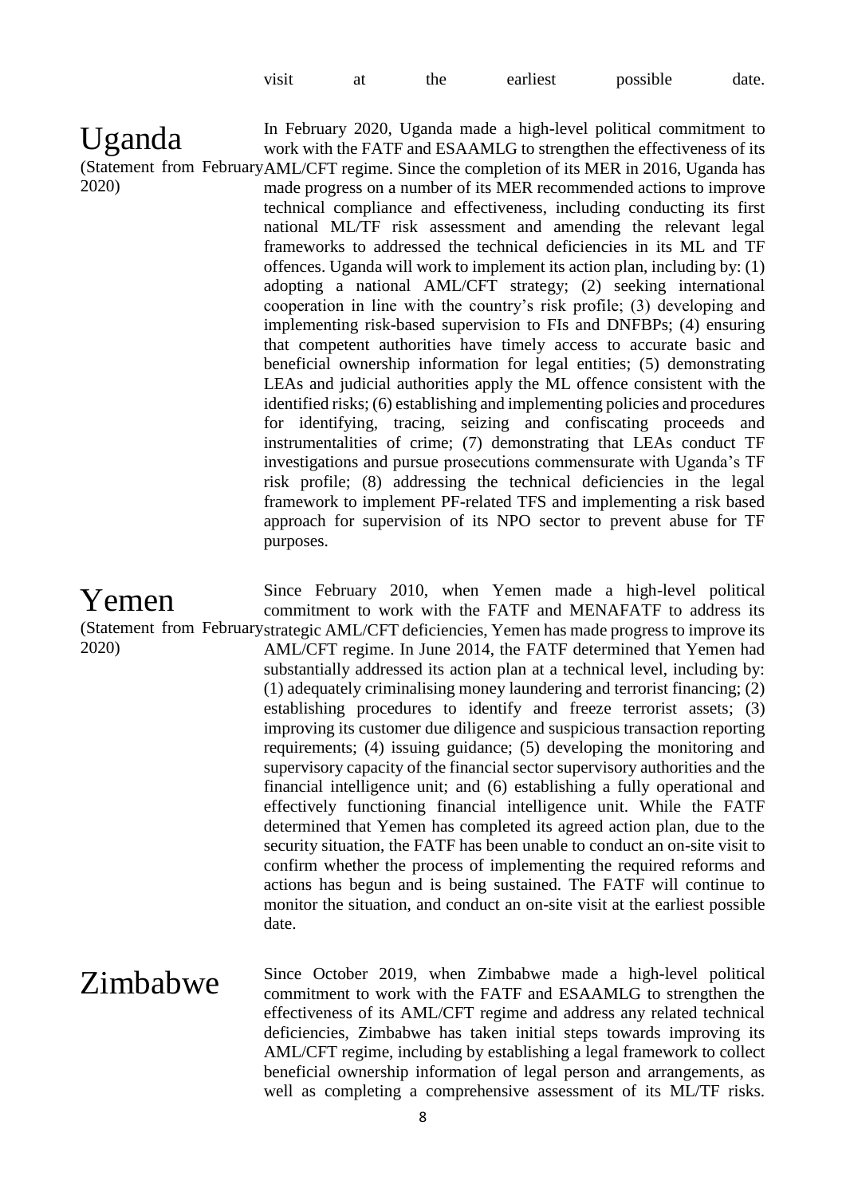visit at the earliest possible date.

## Uganda

(Statement from February 2020)

In February 2020, Uganda made a high-level political commitment to work with the FATF and ESAAMLG to strengthen the effectiveness of its AML/CFT regime. Since the completion of its MER in 2016, Uganda has made progress on a number of its MER recommended actions to improve technical compliance and effectiveness, including conducting its first national ML/TF risk assessment and amending the relevant legal frameworks to addressed the technical deficiencies in its ML and TF offences. Uganda will work to implement its action plan, including by: (1) adopting a national AML/CFT strategy; (2) seeking international cooperation in line with the country's risk profile; (3) developing and implementing risk-based supervision to FIs and DNFBPs; (4) ensuring that competent authorities have timely access to accurate basic and beneficial ownership information for legal entities; (5) demonstrating LEAs and judicial authorities apply the ML offence consistent with the identified risks; (6) establishing and implementing policies and procedures for identifying, tracing, seizing and confiscating proceeds and instrumentalities of crime; (7) demonstrating that LEAs conduct TF investigations and pursue prosecutions commensurate with Uganda's TF risk profile; (8) addressing the technical deficiencies in the legal framework to implement PF-related TFS and implementing a risk based approach for supervision of its NPO sector to prevent abuse for TF purposes.

## Yemen

(Statement from February 2020)

Since February 2010, when Yemen made a high-level political commitment to work with the FATF and MENAFATF to address its strategic AML/CFT deficiencies, Yemen has made progress to improve its AML/CFT regime. In June 2014, the FATF determined that Yemen had substantially addressed its action plan at a technical level, including by: (1) adequately criminalising money laundering and terrorist financing; (2) establishing procedures to identify and freeze terrorist assets; (3) improving its customer due diligence and suspicious transaction reporting requirements; (4) issuing guidance; (5) developing the monitoring and supervisory capacity of the financial sector supervisory authorities and the financial intelligence unit; and (6) establishing a fully operational and effectively functioning financial intelligence unit. While the FATF determined that Yemen has completed its agreed action plan, due to the security situation, the FATF has been unable to conduct an on-site visit to confirm whether the process of implementing the required reforms and actions has begun and is being sustained. The FATF will continue to monitor the situation, and conduct an on-site visit at the earliest possible date.

## Zimbabwe

Since October 2019, when Zimbabwe made a high-level political commitment to work with the FATF and ESAAMLG to strengthen the effectiveness of its AML/CFT regime and address any related technical deficiencies, Zimbabwe has taken initial steps towards improving its AML/CFT regime, including by establishing a legal framework to collect beneficial ownership information of legal person and arrangements, as well as completing a comprehensive assessment of its ML/TF risks.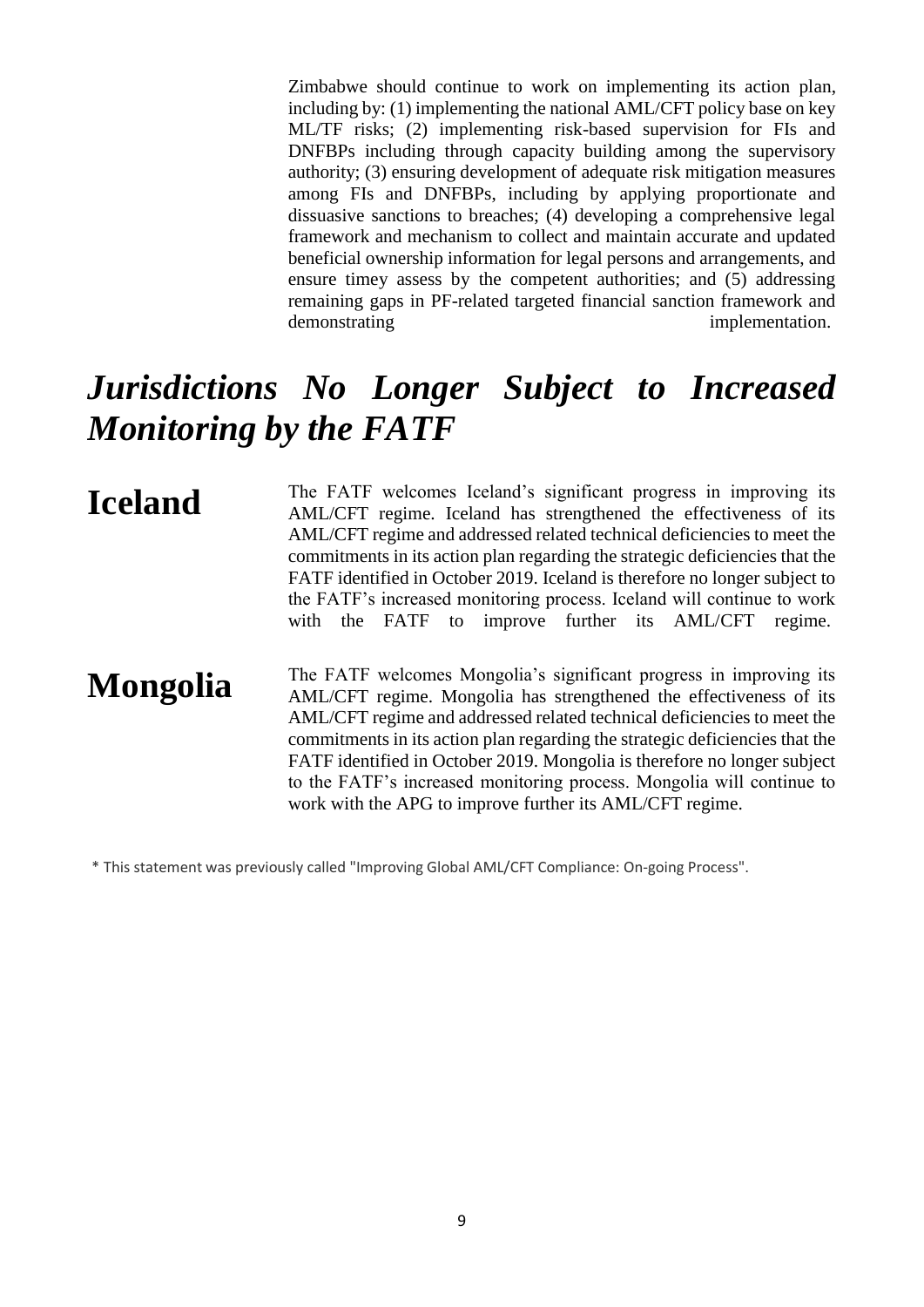Zimbabwe should continue to work on implementing its action plan, including by: (1) implementing the national AML/CFT policy base on key ML/TF risks; (2) implementing risk-based supervision for FIs and DNFBPs including through capacity building among the supervisory authority; (3) ensuring development of adequate risk mitigation measures among FIs and DNFBPs, including by applying proportionate and dissuasive sanctions to breaches; (4) developing a comprehensive legal framework and mechanism to collect and maintain accurate and updated beneficial ownership information for legal persons and arrangements, and ensure timey assess by the competent authorities; and (5) addressing remaining gaps in PF-related targeted financial sanction framework and demonstrating implementation.

# *Jurisdictions No Longer Subject to Increased Monitoring by the FATF*

## Iceland

The FATF welcomes Iceland's significant progress in improving its AML/CFT regime. Iceland has strengthened the effectiveness of its AML/CFT regime and addressed related technical deficiencies to meet the commitments in its action plan regarding the strategic deficiencies that the FATF identified in October 2019. Iceland is therefore no longer subject to the FATF's increased monitoring process. Iceland will continue to work with the FATF to improve further its AML/CFT regime.

## Mongolia

The FATF welcomes Mongolia's significant progress in improving its AML/CFT regime. Mongolia has strengthened the effectiveness of its AML/CFT regime and addressed related technical deficiencies to meet the commitments in its action plan regarding the strategic deficiencies that the FATF identified in October 2019. Mongolia is therefore no longer subject to the FATF's increased monitoring process. Mongolia will continue to work with the APG to improve further its AML/CFT regime.

* This statement was previously called "Improving Global AML/CFT Compliance: On-going Process".